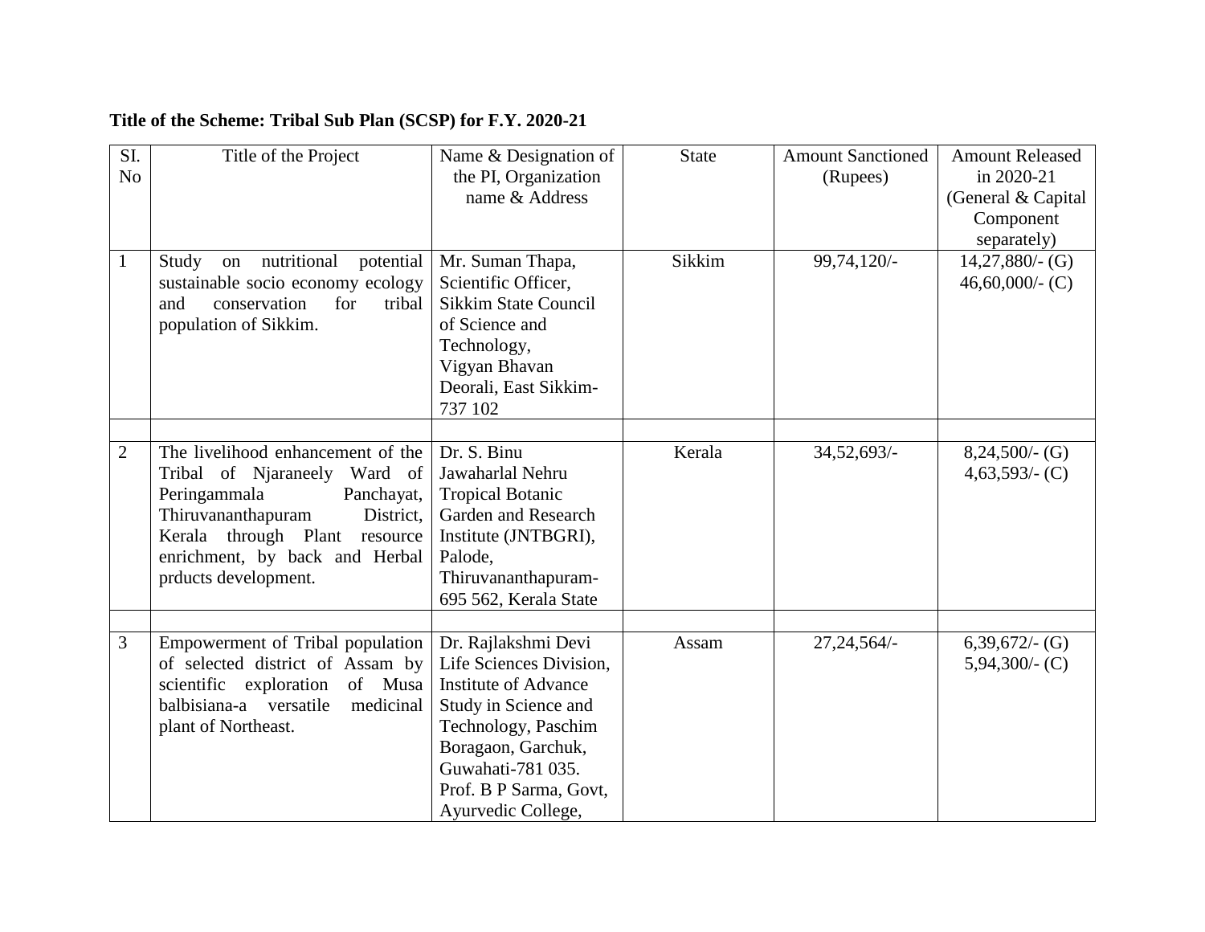**Title of the Scheme: Tribal Sub Plan (SCSP) for F.Y. 2020-21**

| SI. No | Title of the Project | Name & Designation of the PI, Organization name & Address | State | Amount Sanctioned (Rupees) | Amount Released in 2020-21 (General & Capital Component separately) |
|---|---|---|---|---|---|
| 1 | Study on nutritional potential sustainable socio economy ecology and conservation for tribal population of Sikkim. | Mr. Suman Thapa, Scientific Officer, Sikkim State Council of Science and Technology, Vigyan Bhavan Deorali, East Sikkim-737 102 | Sikkim | 99,74,120/- | 14,27,880/- (G) 46,60,000/- (C) |
| | | | | | |
| 2 | The livelihood enhancement of the Tribal of Njaraneely Ward of Peringammala Panchayat, Thiruvananthapuram District, Kerala through Plant resource enrichment, by back and Herbal prducts development. | Dr. S. Binu Jawaharlal Nehru Tropical Botanic Garden and Research Institute (JNTBGRI), Palode, Thiruvananthapuram-695 562, Kerala State | Kerala | 34,52,693/- | 8,24,500/- (G) 4,63,593/- (C) |
| | | | | | |
| 3 | Empowerment of Tribal population of selected district of Assam by scientific exploration of Musa balbisiana-a versatile medicinal plant of Northeast. | Dr. Rajlakshmi Devi Life Sciences Division, Institute of Advance Study in Science and Technology, Paschim Boragaon, Garchuk, Guwahati-781 035. Prof. B P Sarma, Govt, Ayurvedic College, | Assam | 27,24,564/- | 6,39,672/- (G) 5,94,300/- (C) |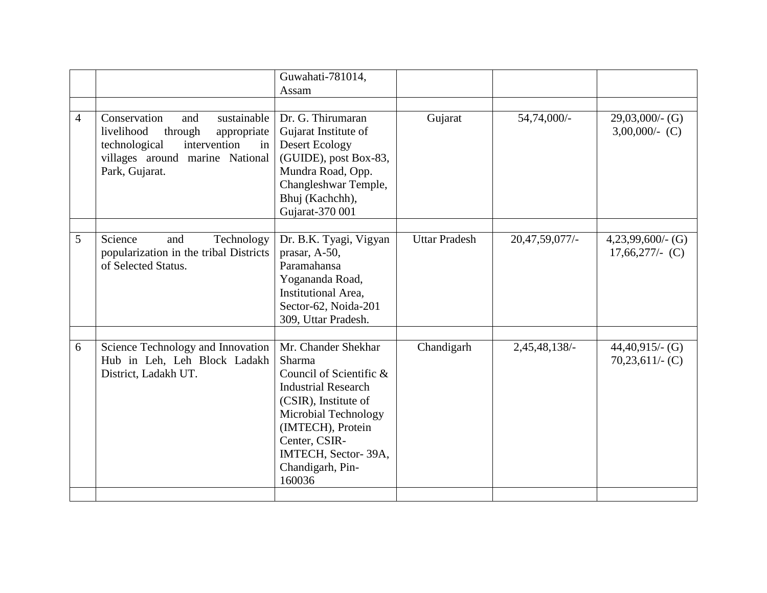| | | | | | |
|---|---|---|---|---|---|
| | | Guwahati-781014, Assam | | | |
| | | | | | |
| 4 | Conservation and sustainable livelihood through appropriate technological intervention in villages around marine National Park, Gujarat. | Dr. G. Thirumaran Gujarat Institute of Desert Ecology (GUIDE), post Box-83, Mundra Road, Opp. Changleshwar Temple, Bhuj (Kachchh), Gujarat-370 001 | Gujarat | 54,74,000/- | 29,03,000/- (G) 3,00,000/- (C) |
| | | | | | |
| 5 | Science and Technology popularization in the tribal Districts of Selected Status. | Dr. B.K. Tyagi, Vigyan prasar, A-50, Paramahansa Yogananda Road, Institutional Area, Sector-62, Noida-201 309, Uttar Pradesh. | Uttar Pradesh | 20,47,59,077/- | 4,23,99,600/- (G) 17,66,277/- (C) |
| | | | | | |
| 6 | Science Technology and Innovation Hub in Leh, Leh Block Ladakh District, Ladakh UT. | Mr. Chander Shekhar Sharma Council of Scientific & Industrial Research (CSIR), Institute of Microbial Technology (IMTECH), Protein Center, CSIR-IMTECH, Sector- 39A, Chandigarh, Pin-160036 | Chandigarh | 2,45,48,138/- | 44,40,915/- (G) 70,23,611/- (C) |
| | | | | | |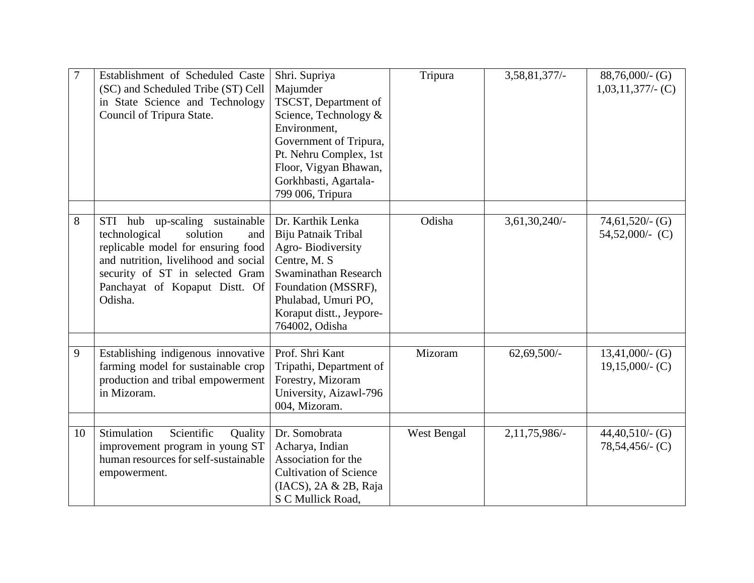| 7 | Establishment of Scheduled Caste (SC) and Scheduled Tribe (ST) Cell in State Science and Technology Council of Tripura State. | Shri. Supriya Majumder TSCST, Department of Science, Technology & Environment, Government of Tripura, Pt. Nehru Complex, 1st Floor, Vigyan Bhawan, Gorkhbasti, Agartala-799 006, Tripura | Tripura | 3,58,81,377/- | 88,76,000/- (G) 1,03,11,377/- (C) |
|---|---|---|---|---|---|
| | | | | | |
| 8 | STI hub up-scaling sustainable technological solution and replicable model for ensuring food and nutrition, livelihood and social security of ST in selected Gram Panchayat of Kopaput Distt. Of Odisha. | Dr. Karthik Lenka Biju Patnaik Tribal Agro- Biodiversity Centre, M. S Swaminathan Research Foundation (MSSRF), Phulabad, Umuri PO, Koraput distt., Jeypore-764002, Odisha | Odisha | 3,61,30,240/- | 74,61,520/- (G) 54,52,000/- (C) |
| | | | | | |
| 9 | Establishing indigenous innovative farming model for sustainable crop production and tribal empowerment in Mizoram. | Prof. Shri Kant Tripathi, Department of Forestry, Mizoram University, Aizawl-796 004, Mizoram. | Mizoram | 62,69,500/- | 13,41,000/- (G) 19,15,000/- (C) |
| | | | | | |
| 10 | Stimulation Scientific Quality improvement program in young ST human resources for self-sustainable empowerment. | Dr. Somobrata Acharya, Indian Association for the Cultivation of Science (IACS), 2A & 2B, Raja S C Mullick Road, | West Bengal | 2,11,75,986/- | 44,40,510/- (G) 78,54,456/- (C) |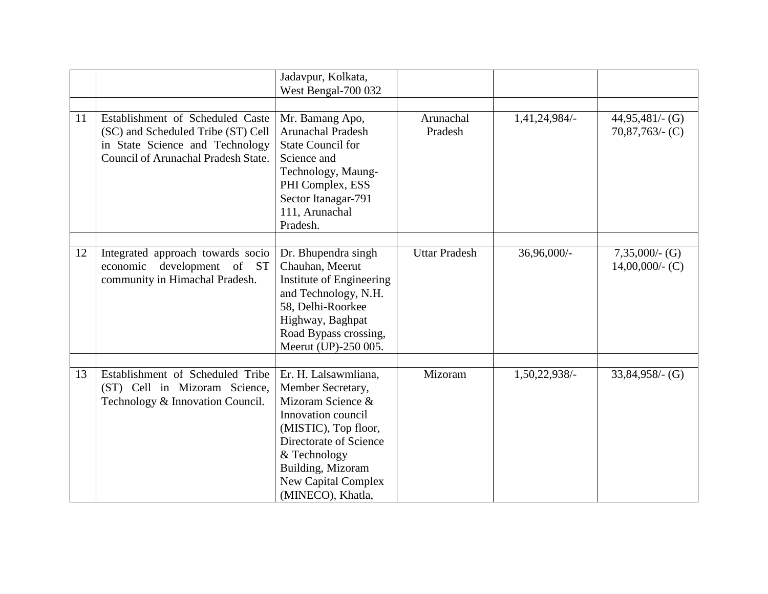| | | | | | |
|---|---|---|---|---|---|
| | | Jadavpur, Kolkata, West Bengal-700 032 | | | |
| | | | | | |
| 11 | Establishment of Scheduled Caste (SC) and Scheduled Tribe (ST) Cell in State Science and Technology Council of Arunachal Pradesh State. | Mr. Bamang Apo, Arunachal Pradesh State Council for Science and Technology, Maung-PHI Complex, ESS Sector Itanagar-791 111, Arunachal Pradesh. | Arunachal Pradesh | 1,41,24,984/- | 44,95,481/- (G) 70,87,763/- (C) |
| | | | | | |
| 12 | Integrated approach towards socio economic development of ST community in Himachal Pradesh. | Dr. Bhupendra singh Chauhan, Meerut Institute of Engineering and Technology, N.H. 58, Delhi-Roorkee Highway, Baghpat Road Bypass crossing, Meerut (UP)-250 005. | Uttar Pradesh | 36,96,000/- | 7,35,000/- (G) 14,00,000/- (C) |
| | | | | | |
| 13 | Establishment of Scheduled Tribe (ST) Cell in Mizoram Science, Technology & Innovation Council. | Er. H. Lalsawmliana, Member Secretary, Mizoram Science & Innovation council (MISTIC), Top floor, Directorate of Science & Technology Building, Mizoram New Capital Complex (MINECO), Khatla, | Mizoram | 1,50,22,938/- | 33,84,958/- (G) |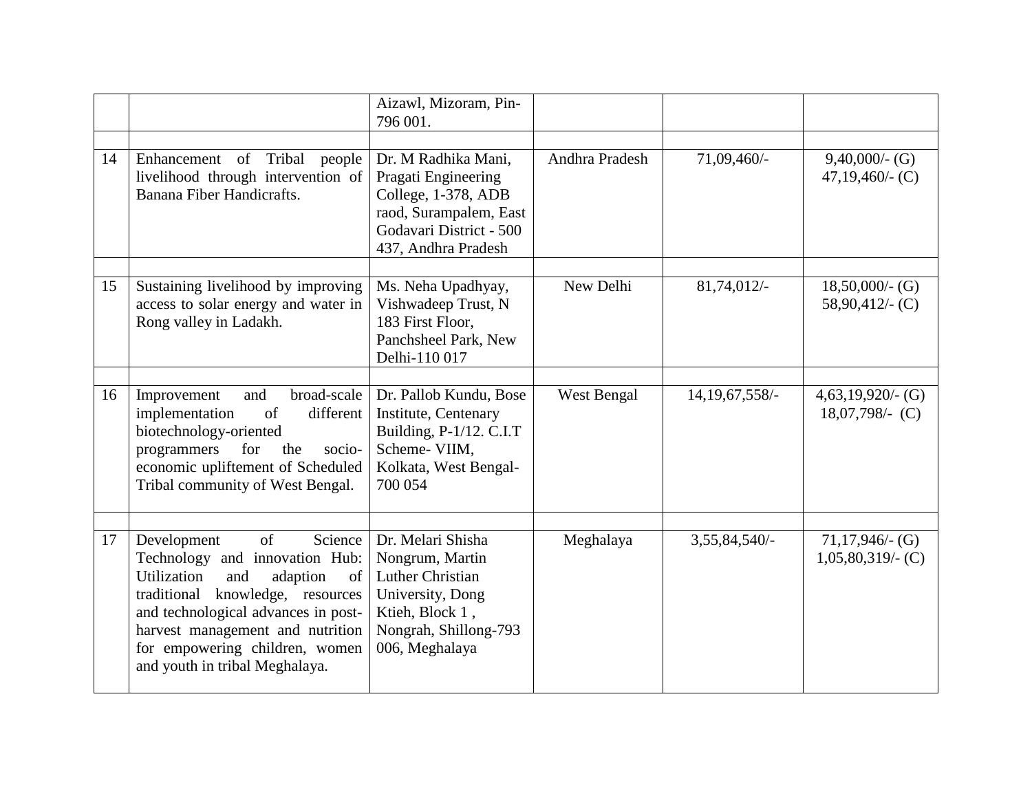|  |  |  |  |  |  |
|---|---|---|---|---|---|
|  |  | Aizawl, Mizoram, Pin-796 001. |  |  |  |
|  |  |  |  |  |  |
| 14 | Enhancement of Tribal people livelihood through intervention of Banana Fiber Handicrafts. | Dr. M Radhika Mani, Pragati Engineering College, 1-378, ADB raod, Surampalem, East Godavari District - 500 437, Andhra Pradesh | Andhra Pradesh | 71,09,460/- | 9,40,000/- (G) 47,19,460/- (C) |
|  |  |  |  |  |  |
| 15 | Sustaining livelihood by improving access to solar energy and water in Rong valley in Ladakh. | Ms. Neha Upadhyay, Vishwadeep Trust, N 183 First Floor, Panchsheel Park, New Delhi-110 017 | New Delhi | 81,74,012/- | 18,50,000/- (G) 58,90,412/- (C) |
|  |  |  |  |  |  |
| 16 | Improvement and broad-scale implementation of different biotechnology-oriented programmers for the socio-economic upliftement of Scheduled Tribal community of West Bengal. | Dr. Pallob Kundu, Bose Institute, Centenary Building, P-1/12. C.I.T Scheme- VIIM, Kolkata, West Bengal-700 054 | West Bengal | 14,19,67,558/- | 4,63,19,920/- (G) 18,07,798/- (C) |
|  |  |  |  |  |  |
| 17 | Development of Science Technology and innovation Hub: Utilization and adaption of traditional knowledge, resources and technological advances in post-harvest management and nutrition for empowering children, women and youth in tribal Meghalaya. | Dr. Melari Shisha Nongrum, Martin Luther Christian University, Dong Ktieh, Block 1 , Nongrah, Shillong-793 006, Meghalaya | Meghalaya | 3,55,84,540/- | 71,17,946/- (G) 1,05,80,319/- (C) |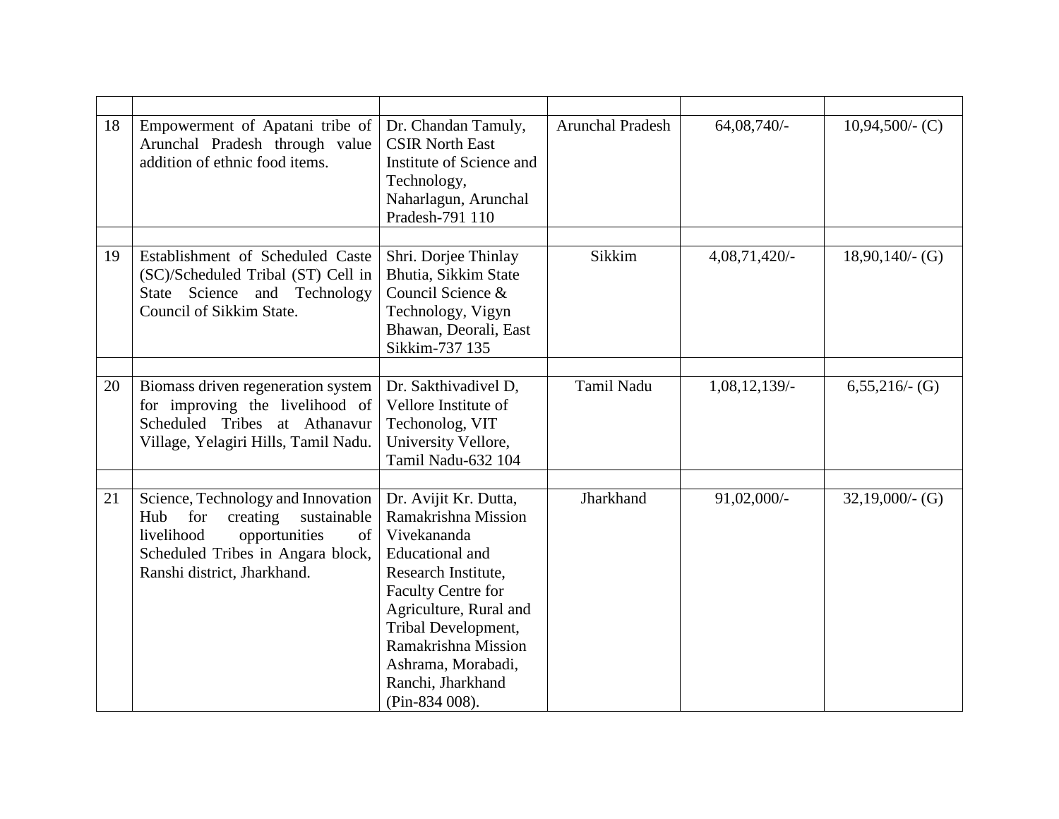| | | | | | |
|---|---|---|---|---|---|
| 18 | Empowerment of Apatani tribe of Arunchal Pradesh through value addition of ethnic food items. | Dr. Chandan Tamuly, CSIR North East Institute of Science and Technology, Naharlagun, Arunchal Pradesh-791 110 | Arunchal Pradesh | 64,08,740/- | 10,94,500/- (C) |
| | | | | | |
| 19 | Establishment of Scheduled Caste (SC)/Scheduled Tribal (ST) Cell in State Science and Technology Council of Sikkim State. | Shri. Dorjee Thinlay Bhutia, Sikkim State Council Science & Technology, Vigyn Bhawan, Deorali, East Sikkim-737 135 | Sikkim | 4,08,71,420/- | 18,90,140/- (G) |
| | | | | | |
| 20 | Biomass driven regeneration system for improving the livelihood of Scheduled Tribes at Athanavur Village, Yelagiri Hills, Tamil Nadu. | Dr. Sakthivadivel D, Vellore Institute of Techonolog, VIT University Vellore, Tamil Nadu-632 104 | Tamil Nadu | 1,08,12,139/- | 6,55,216/- (G) |
| | | | | | |
| 21 | Science, Technology and Innovation Hub for creating sustainable livelihood opportunities of Scheduled Tribes in Angara block, Ranshi district, Jharkhand. | Dr. Avijit Kr. Dutta, Ramakrishna Mission Vivekananda Educational and Research Institute, Faculty Centre for Agriculture, Rural and Tribal Development, Ramakrishna Mission Ashrama, Morabadi, Ranchi, Jharkhand (Pin-834 008). | Jharkhand | 91,02,000/- | 32,19,000/- (G) |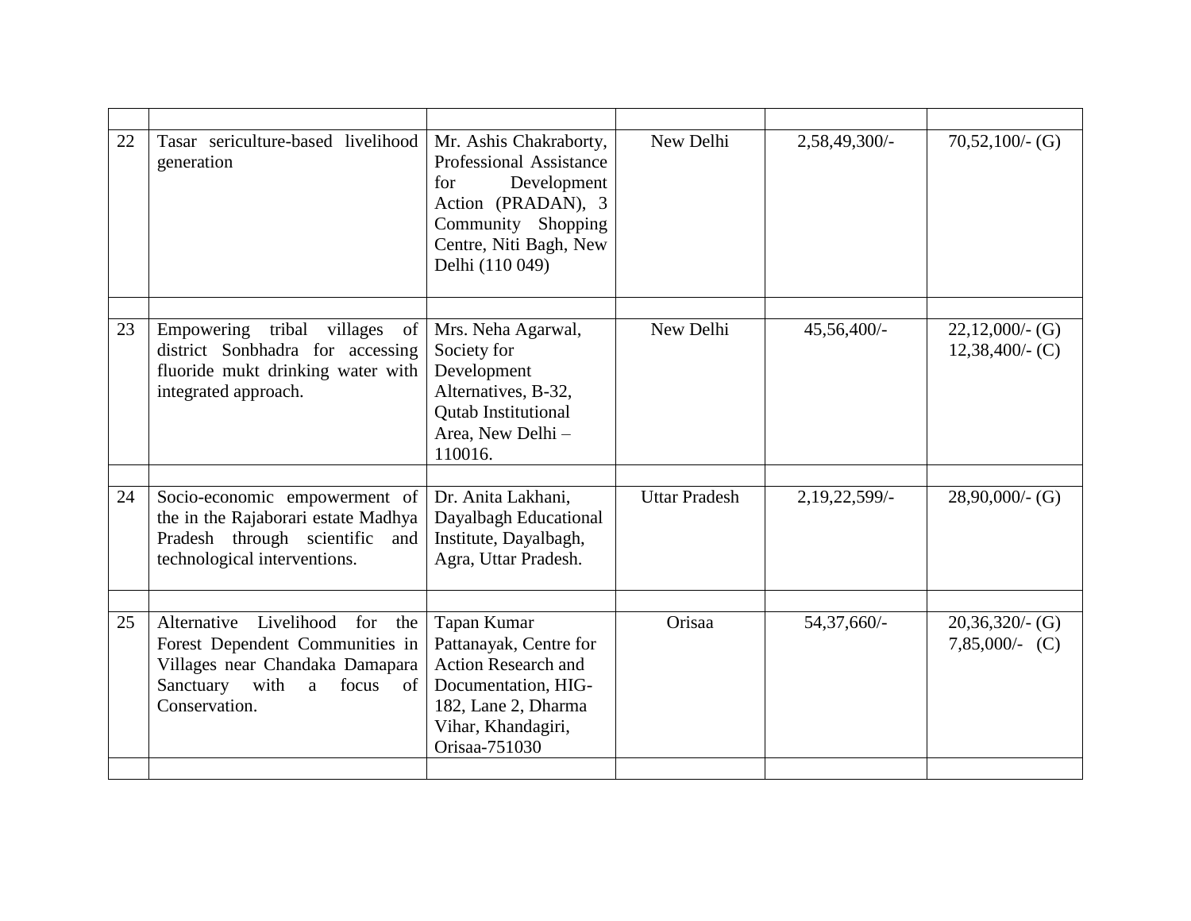| | | | | | |
|---|---|---|---|---|---|
| 22 | Tasar sericulture-based livelihood generation | Mr. Ashis Chakraborty, Professional Assistance for Development Action (PRADAN), 3 Community Shopping Centre, Niti Bagh, New Delhi (110 049) | New Delhi | 2,58,49,300/- | 70,52,100/- (G) |
| | | | | | |
| 23 | Empowering tribal villages of district Sonbhadra for accessing fluoride mukt drinking water with integrated approach. | Mrs. Neha Agarwal, Society for Development Alternatives, B-32, Qutab Institutional Area, New Delhi – 110016. | New Delhi | 45,56,400/- | 22,12,000/- (G)<br>12,38,400/- (C) |
| | | | | | |
| 24 | Socio-economic empowerment of the in the Rajaborari estate Madhya Pradesh through scientific and technological interventions. | Dr. Anita Lakhani, Dayalbagh Educational Institute, Dayalbagh, Agra, Uttar Pradesh. | Uttar Pradesh | 2,19,22,599/- | 28,90,000/- (G) |
| | | | | | |
| 25 | Alternative Livelihood for the Forest Dependent Communities in Villages near Chandaka Damapara Sanctuary with a focus of Conservation. | Tapan Kumar Pattanayak, Centre for Action Research and Documentation, HIG-182, Lane 2, Dharma Vihar, Khandagiri, Orisaa-751030 | Orisaa | 54,37,660/- | 20,36,320/- (G)<br>7,85,000/- (C) |
| | | | | | |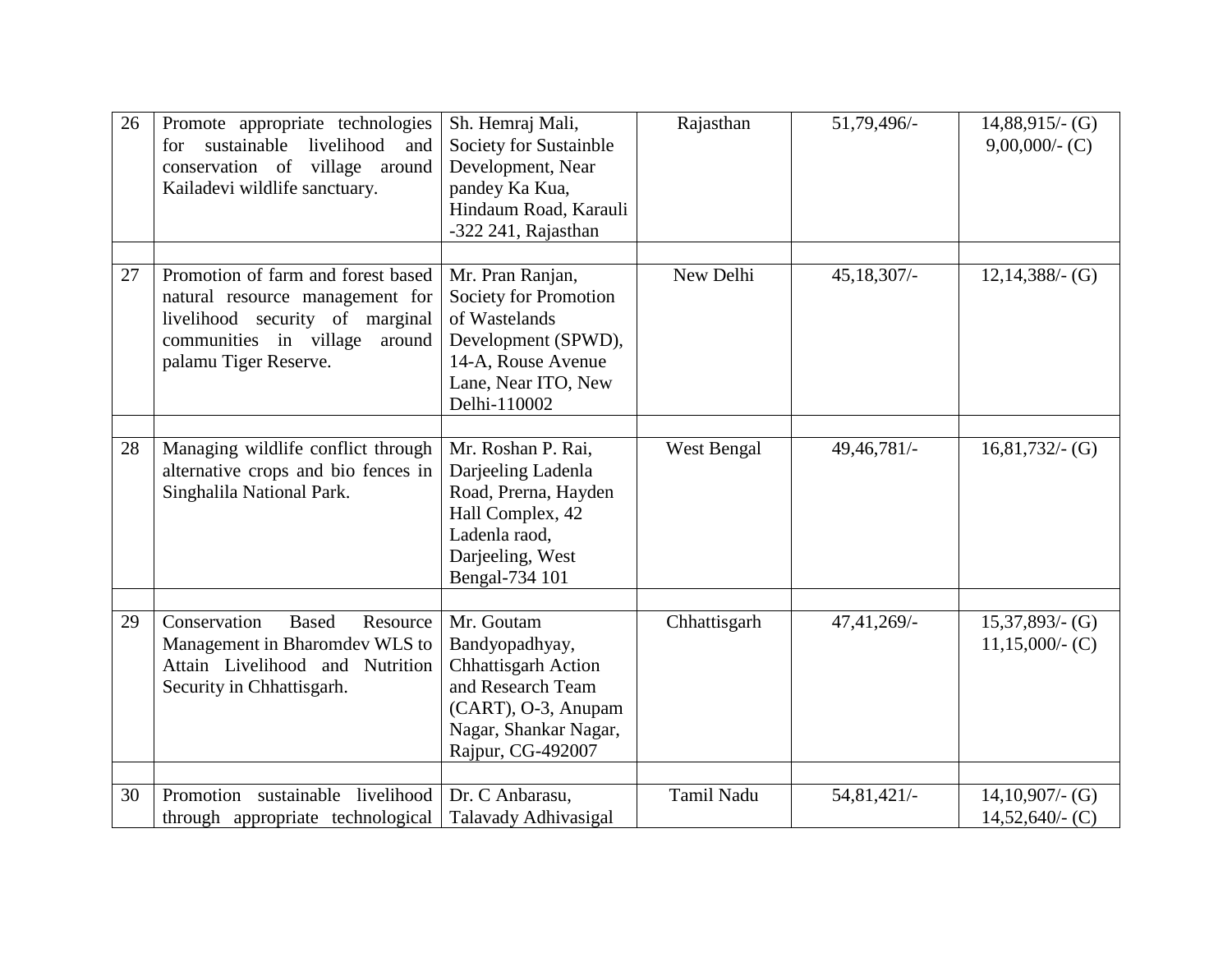| 26 | Promote appropriate technologies for sustainable livelihood and conservation of village around Kailadevi wildlife sanctuary. | Sh. Hemraj Mali, Society for Sustainble Development, Near pandey Ka Kua, Hindaum Road, Karauli -322 241, Rajasthan | Rajasthan | 51,79,496/- | 14,88,915/- (G) 9,00,000/- (C) |
|---|---|---|---|---|---|
| | | | | | |
| 27 | Promotion of farm and forest based natural resource management for livelihood security of marginal communities in village around palamu Tiger Reserve. | Mr. Pran Ranjan, Society for Promotion of Wastelands Development (SPWD), 14-A, Rouse Avenue Lane, Near ITO, New Delhi-110002 | New Delhi | 45,18,307/- | 12,14,388/- (G) |
| | | | | | |
| 28 | Managing wildlife conflict through alternative crops and bio fences in Singhalila National Park. | Mr. Roshan P. Rai, Darjeeling Ladenla Road, Prerna, Hayden Hall Complex, 42 Ladenla raod, Darjeeling, West Bengal-734 101 | West Bengal | 49,46,781/- | 16,81,732/- (G) |
| | | | | | |
| 29 | Conservation Based Resource Management in Bharomdev WLS to Attain Livelihood and Nutrition Security in Chhattisgarh. | Mr. Goutam Bandyopadhyay, Chhattisgarh Action and Research Team (CART), O-3, Anupam Nagar, Shankar Nagar, Rajpur, CG-492007 | Chhattisgarh | 47,41,269/- | 15,37,893/- (G) 11,15,000/- (C) |
| | | | | | |
| 30 | Promotion sustainable livelihood through appropriate technological | Dr. C Anbarasu, Talavady Adhivasigal | Tamil Nadu | 54,81,421/- | 14,10,907/- (G) 14,52,640/- (C) |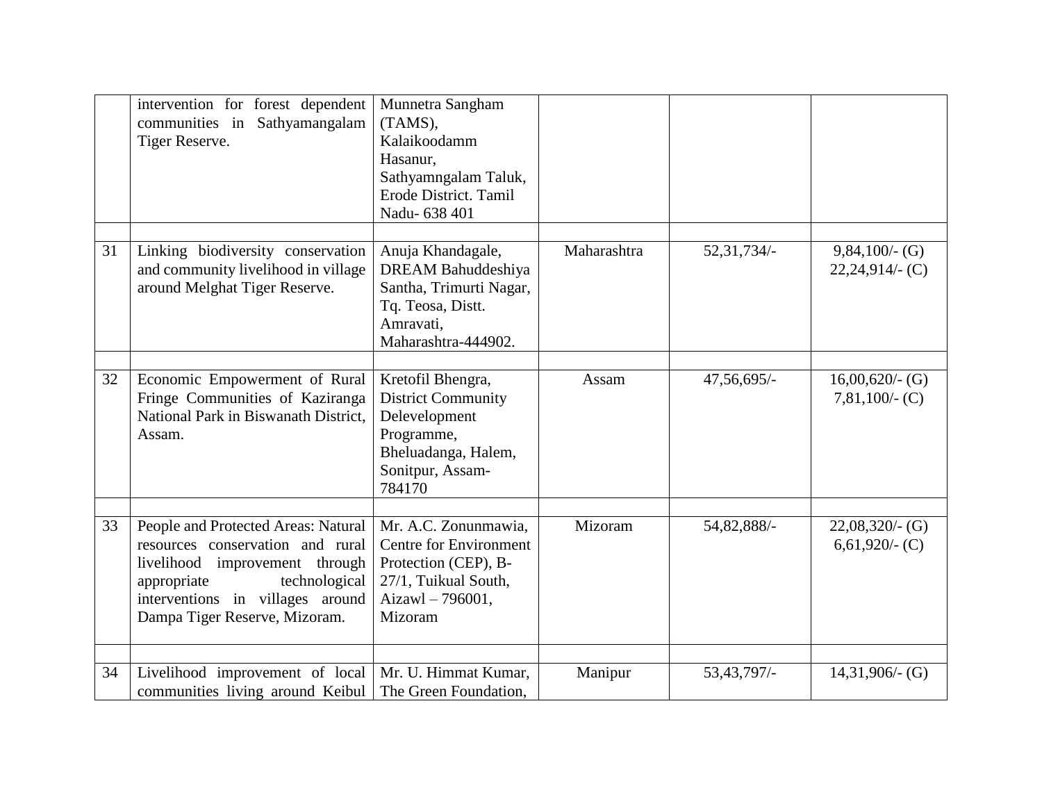| | | | | | |
|---|---|---|---|---|---|
| | intervention for forest dependent communities in Sathyamangalam Tiger Reserve. | Munnetra Sangham (TAMS), Kalaikoodamm Hasanur, Sathyamngalam Taluk, Erode District. Tamil Nadu- 638 401 | | | |
| | | | | | |
| 31 | Linking biodiversity conservation and community livelihood in village around Melghat Tiger Reserve. | Anuja Khandagale, DREAM Bahuddeshiya Santha, Trimurti Nagar, Tq. Teosa, Distt. Amravati, Maharashtra-444902. | Maharashtra | 52,31,734/- | 9,84,100/- (G) 22,24,914/- (C) |
| | | | | | |
| 32 | Economic Empowerment of Rural Fringe Communities of Kaziranga National Park in Biswanath District, Assam. | Kretofil Bhengra, District Community Delevelopment Programme, Bheluadanga, Halem, Sonitpur, Assam-784170 | Assam | 47,56,695/- | 16,00,620/- (G) 7,81,100/- (C) |
| | | | | | |
| 33 | People and Protected Areas: Natural resources conservation and rural livelihood improvement through appropriate technological interventions in villages around Dampa Tiger Reserve, Mizoram. | Mr. A.C. Zonunmawia, Centre for Environment Protection (CEP), B-27/1, Tuikual South, Aizawl – 796001, Mizoram | Mizoram | 54,82,888/- | 22,08,320/- (G) 6,61,920/- (C) |
| | | | | | |
| 34 | Livelihood improvement of local communities living around Keibul | Mr. U. Himmat Kumar, The Green Foundation, | Manipur | 53,43,797/- | 14,31,906/- (G) |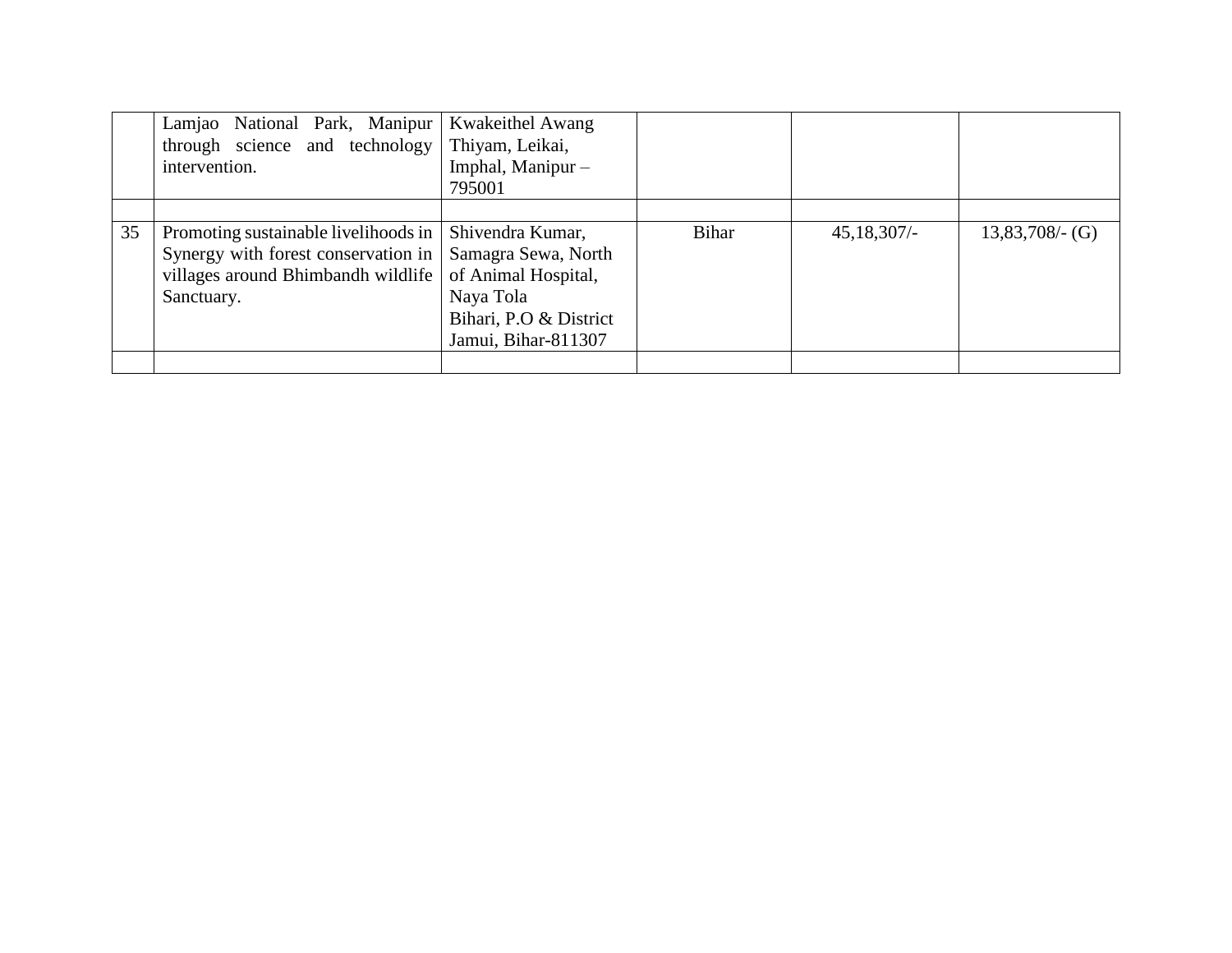| | | | | | |
|---|---|---|---|---|---|
| | Lamjao National Park, Manipur through science and technology intervention. | Kwakeithel Awang Thiyam, Leikai, Imphal, Manipur – 795001 | | | |
| | | | | | |
| 35 | Promoting sustainable livelihoods in Synergy with forest conservation in villages around Bhimbandh wildlife Sanctuary. | Shivendra Kumar, Samagra Sewa, North of Animal Hospital, Naya Tola Bihari, P.O & District Jamui, Bihar-811307 | Bihar | 45,18,307/- | 13,83,708/- (G) |
| | | | | | |